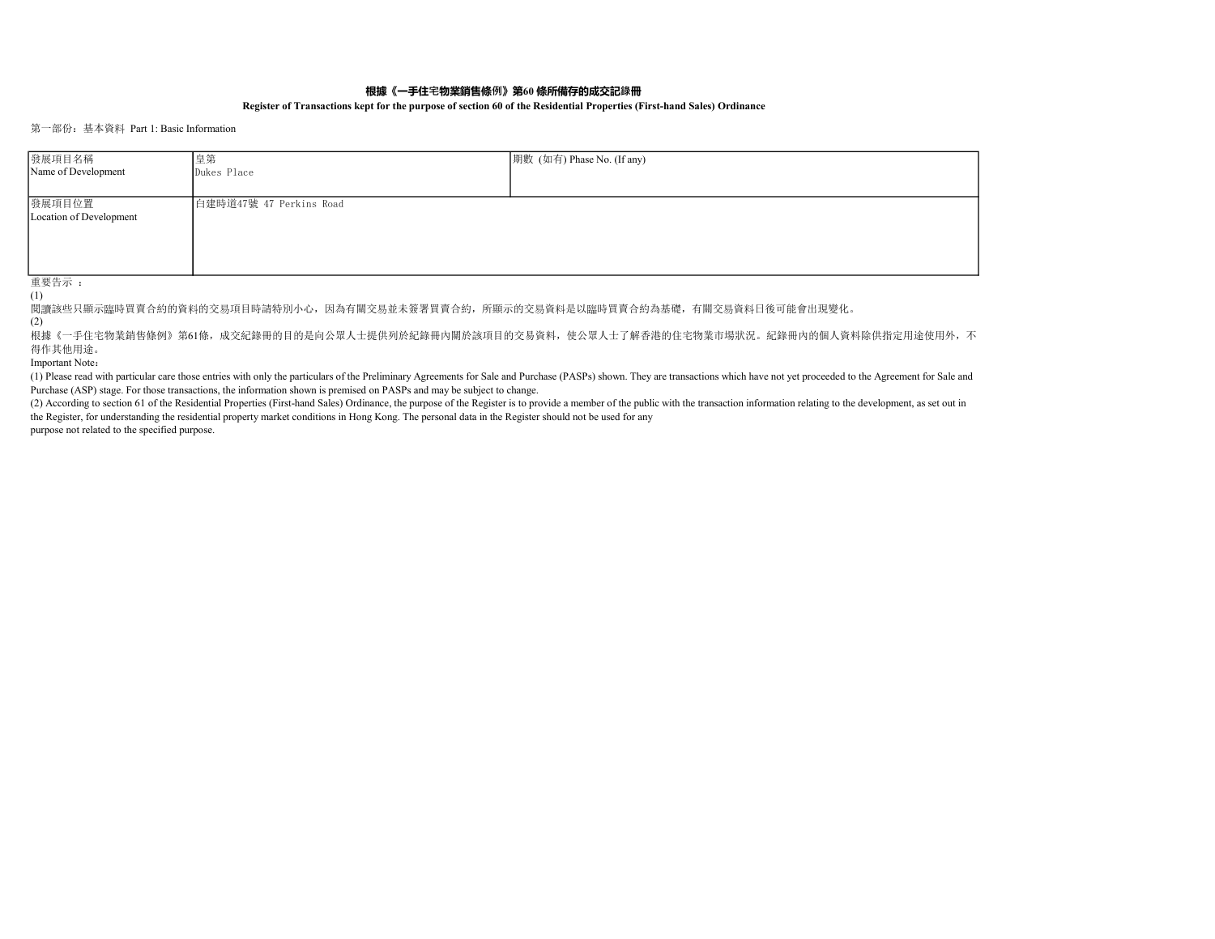# 根據《一手住宅物業銷售條例》第60 條所備存的成交記錄冊

**Register of Transactions kept for the purpose of section 60 of the Residential Properties (First-hand Sales) Ordinance**

第一部份：基本資料 Part 1: Basic Information

| 發展項目名稱<br>Name of Development | 皇第<br>Dukes Place | 期數 (如有) Phase No. (If any) |
|---|---|---|
| 發展項目位置<br>Location of Development | 白建時道47號 47 Perkins Road | |

重要告示 ：

(1)

閱讀該些只顯示臨時買賣合約的資料的交易項目時請特別小心，因為有關交易並未簽署買賣合約，所顯示的交易資料是以臨時買賣合約為基礎，有關交易資料日後可能會出現變化。

(2)

根據《一手住宅物業銷售條例》第61條，成交紀錄冊的目的是向公眾人士提供列於紀錄冊內關於該項目的交易資料，使公眾人士了解香港的住宅物業市場狀況。紀錄冊內的個人資料除供指定用途使用外，不得作其他用途。

Important Note：

(1) Please read with particular care those entries with only the particulars of the Preliminary Agreements for Sale and Purchase (PASPs) shown. They are transactions which have not yet proceeded to the Agreement for Sale and Purchase (ASP) stage. For those transactions, the information shown is premised on PASPs and may be subject to change.

(2) According to section 61 of the Residential Properties (First-hand Sales) Ordinance, the purpose of the Register is to provide a member of the public with the transaction information relating to the development, as set out in the Register, for understanding the residential property market conditions in Hong Kong. The personal data in the Register should not be used for any purpose not related to the specified purpose.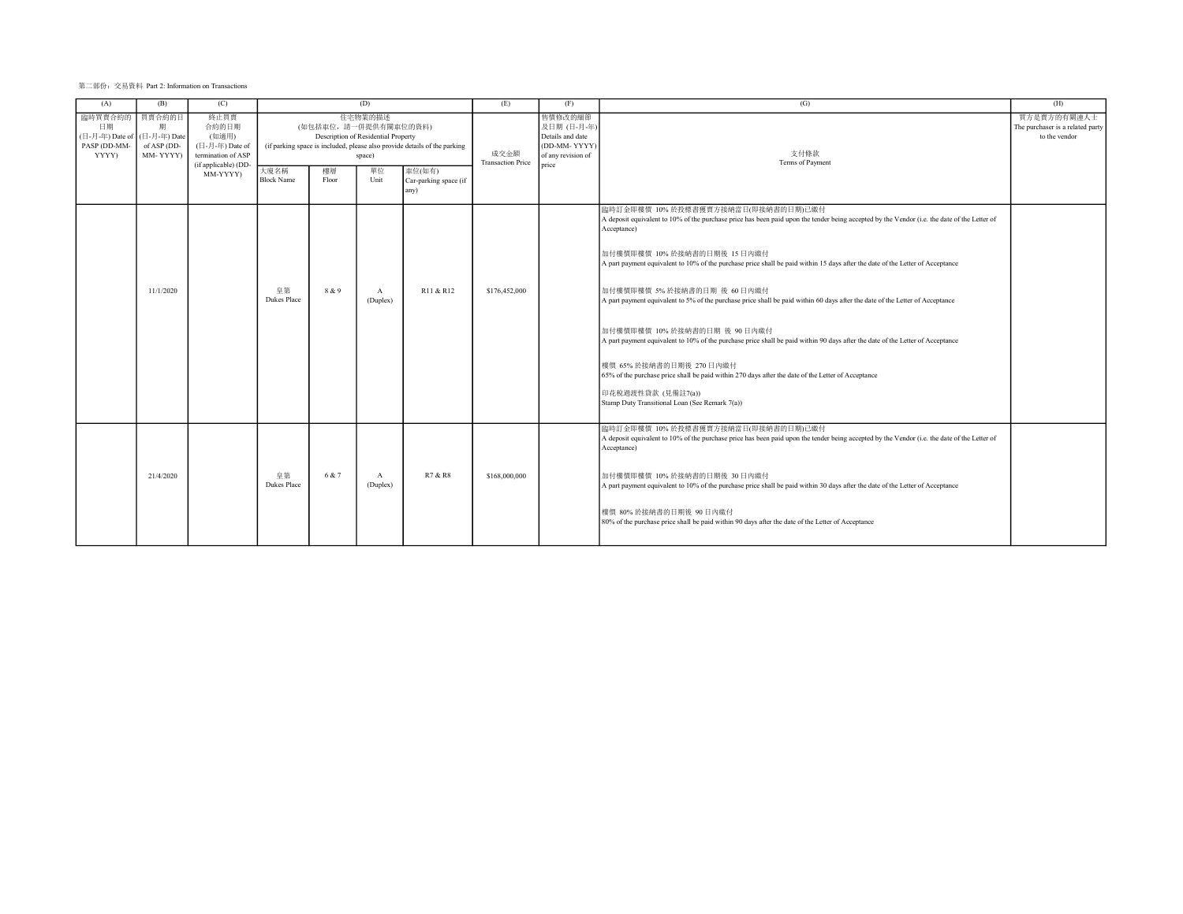第二部份：交易資料 Part 2: Information on Transactions

| (A) | (B) | (C) | (D) | | | | (E) | (F) | (G) | (H) |
|---|---|---|---|---|---|---|---|---|---|---|
| 臨時買賣合約的日期 (日-月-年) Date of PASP (DD-MM-YYYY) | 買賣合約的日期 (日-月-年) Date of ASP (DD-MM- YYYY) | 終止買賣合約的日期 (如適用) (日-月-年) Date of termination of ASP (if applicable) (DD-MM-YYYY) | 住宅物業的描述 (如包括車位，請一併提供有關車位的資料) Description of Residential Property (if parking space is included, please also provide details of the parking space) | | | | 成交金額 Transaction Price | 售價修改的細節及日期 (日-月-年) Details and date (DD-MM- YYYY) of any revision of price | 支付條款 Terms of Payment | 買方是賣方的有關連人士 The purchaser is a related party to the vendor |
| | | | 大廈名稱 Block Name | 樓層 Floor | 單位 Unit | 車位(如有) Car-parking space (if any) | | | | |
| | 11/1/2020 | | 皇第 Dukes Place | 8 & 9 | A (Duplex) | R11 & R12 | $176,452,000 | | 臨時訂金即樓價 10% 於投標書獲賣方接納當日(即接納書的日期)已繳付<br>A deposit equivalent to 10% of the purchase price has been paid upon the tender being accepted by the Vendor (i.e. the date of the Letter of Acceptance)<br><br>加付樓價即樓價 10% 於接納書的日期後 15 日內繳付<br>A part payment equivalent to 10% of the purchase price shall be paid within 15 days after the date of the Letter of Acceptance<br><br>加付樓價即樓價 5% 於接納書的日期 後 60 日內繳付<br>A part payment equivalent to 5% of the purchase price shall be paid within 60 days after the date of the Letter of Acceptance<br><br>加付樓價即樓價 10% 於接納書的日期 後 90 日內繳付<br>A part payment equivalent to 10% of the purchase price shall be paid within 90 days after the date of the Letter of Acceptance<br><br>樓價 65% 於接納書的日期後 270 日內繳付<br>65% of the purchase price shall be paid within 270 days after the date of the Letter of Acceptance<br><br>印花稅過渡性貸款 (見備註7(a))<br>Stamp Duty Transitional Loan (See Remark 7(a)) | |
| | 21/4/2020 | | 皇第 Dukes Place | 6 & 7 | A (Duplex) | R7 & R8 | $168,000,000 | | 臨時訂金即樓價 10% 於投標書獲賣方接納當日(即接納書的日期)已繳付<br>A deposit equivalent to 10% of the purchase price has been paid upon the tender being accepted by the Vendor (i.e. the date of the Letter of Acceptance)<br><br>加付樓價即樓價 10% 於接納書的日期後 30 日內繳付<br>A part payment equivalent to 10% of the purchase price shall be paid within 30 days after the date of the Letter of Acceptance<br><br>樓價 80% 於接納書的日期後 90 日內繳付<br>80% of the purchase price shall be paid within 90 days after the date of the Letter of Acceptance | |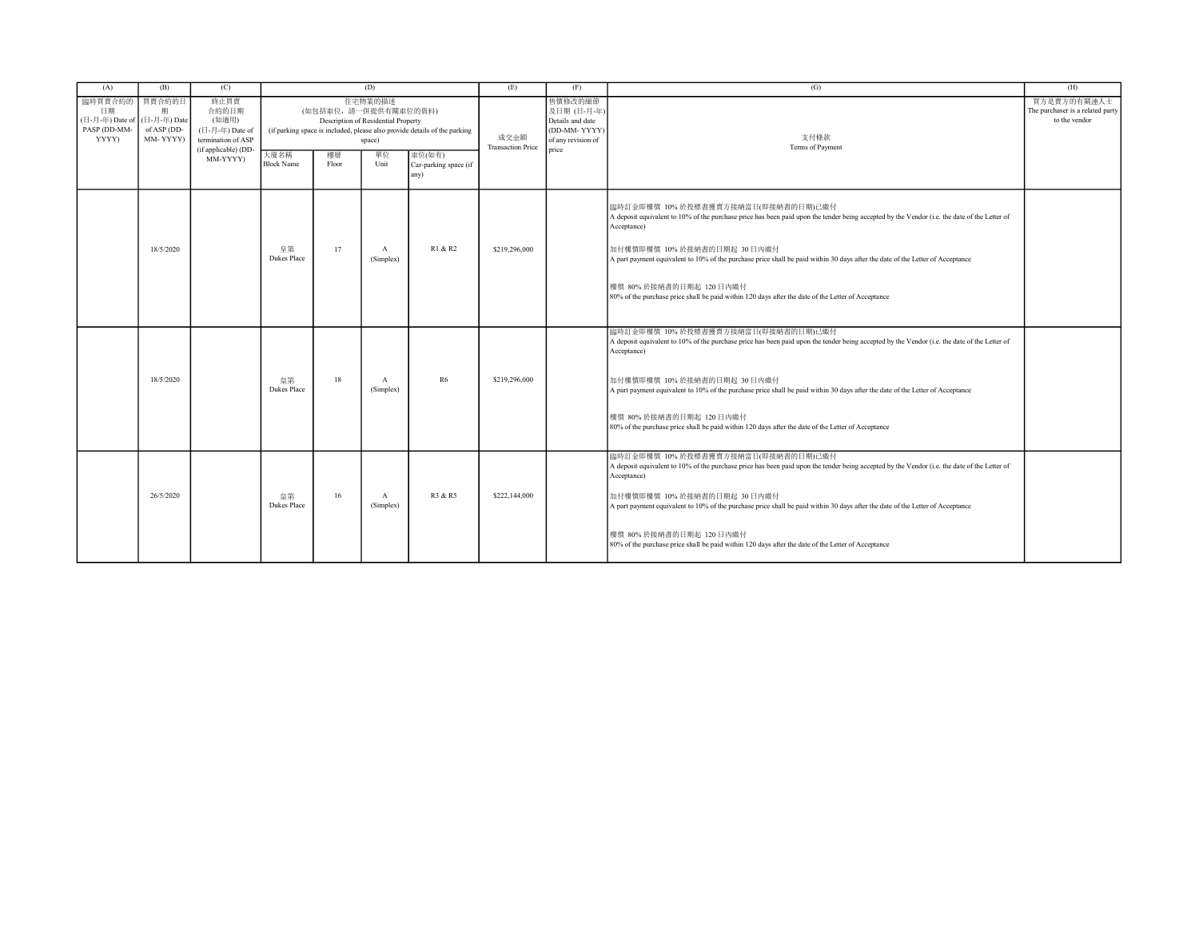| (A) | (B) | (C) | (D) | | | | (E) | (F) | (G) | (H) |
|---|---|---|---|---|---|---|---|---|---|---|
| 臨時買賣合約的日期 (日-月-年) Date of PASP (DD-MM-YYYY) | 買賣合約的日期 (日-月-年) Date of ASP (DD-MM- YYYY) | 終止買賣合約的日期 (如適用) (日-月-年) Date of termination of ASP (if applicable) (DD-MM-YYYY) | 住宅物業的描述 (如包括車位，請一併提供有關車位的資料) Description of Residential Property (if parking space is included, please also provide details of the parking space) | | | | 成交金額 Transaction Price | 售價修改的細節及日期 (日-月-年) Details and date (DD-MM- YYYY) of any revision of price | 支付條款 Terms of Payment | 買方是賣方的有關連人士 The purchaser is a related party to the vendor |
| | | | 大廈名稱 Block Name | 樓層 Floor | 單位 Unit | 車位(如有) Car-parking space (if any) | | | | |
| | 18/5/2020 | | 皇第 Dukes Place | 17 | A (Simplex) | R1 & R2 | $219,296,000 | | 臨時訂金即樓價 10% 於投標書獲賣方接納當日(即接納書的日期)已繳付<br>A deposit equivalent to 10% of the purchase price has been paid upon the tender being accepted by the Vendor (i.e. the date of the Letter of Acceptance)<br><br>加付樓價即樓價 10% 於接納書的日期起 30 日內繳付<br>A part payment equivalent to 10% of the purchase price shall be paid within 30 days after the date of the Letter of Acceptance<br><br>樓價 80% 於接納書的日期起 120 日內繳付<br>80% of the purchase price shall be paid within 120 days after the date of the Letter of Acceptance | |
| | 18/5/2020 | | 皇第 Dukes Place | 18 | A (Simplex) | R6 | $219,296,000 | | 臨時訂金即樓價 10% 於投標書獲賣方接納當日(即接納書的日期)已繳付<br>A deposit equivalent to 10% of the purchase price has been paid upon the tender being accepted by the Vendor (i.e. the date of the Letter of Acceptance)<br><br>加付樓價即樓價 10% 於接納書的日期起 30 日內繳付<br>A part payment equivalent to 10% of the purchase price shall be paid within 30 days after the date of the Letter of Acceptance<br><br>樓價 80% 於接納書的日期起 120 日內繳付<br>80% of the purchase price shall be paid within 120 days after the date of the Letter of Acceptance | |
| | 26/5/2020 | | 皇第 Dukes Place | 16 | A (Simplex) | R3 & R5 | $222,144,000 | | 臨時訂金即樓價 10% 於投標書獲賣方接納當日(即接納書的日期)已繳付<br>A deposit equivalent to 10% of the purchase price has been paid upon the tender being accepted by the Vendor (i.e. the date of the Letter of Acceptance)<br><br>加付樓價即樓價 10% 於接納書的日期起 30 日內繳付<br>A part payment equivalent to 10% of the purchase price shall be paid within 30 days after the date of the Letter of Acceptance<br><br>樓價 80% 於接納書的日期起 120 日內繳付<br>80% of the purchase price shall be paid within 120 days after the date of the Letter of Acceptance | |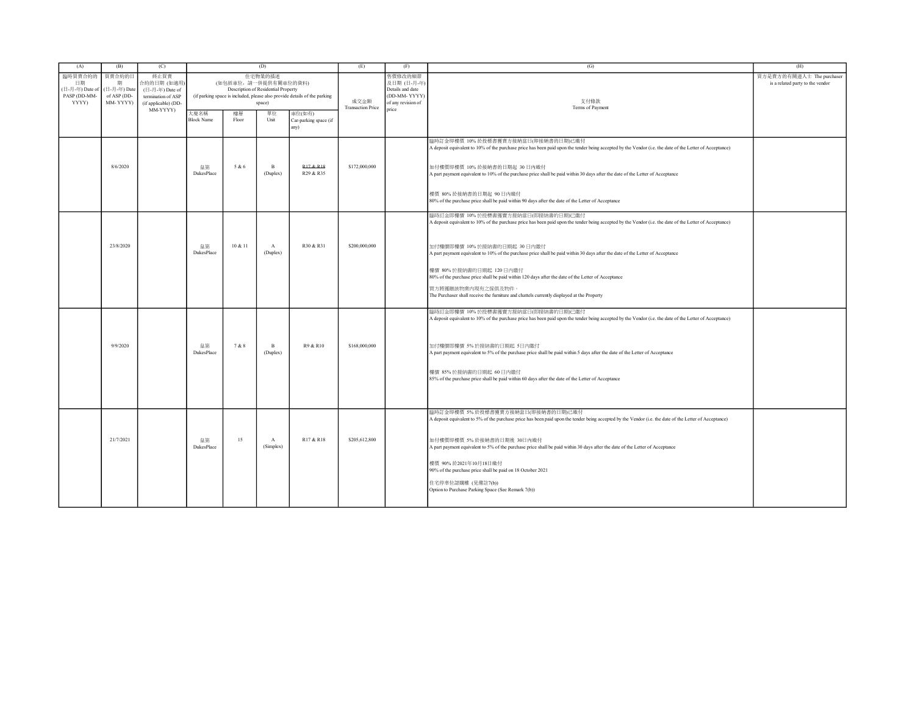| (A) | (B) | (C) | (D) | | | | (E) | (F) | (G) | (H) |
|---|---|---|---|---|---|---|---|---|---|---|
| 臨時買賣合約的日期 (日-月-年) Date of PASP (DD-MM-YYYY) | 買賣合約的日期 (日-月-年) Date of ASP (DD-MM-YYYY) | 終止買賣合約的日期 (如適用) (日-月-年) Date of termination of ASP (if applicable) (DD-MM-YYYY) | 住宅物業的描述 (如包括車位，請一併提供有關車位的資料) Description of Residential Property (if parking space is included, please also provide details of the parking space) | | | | 成交金額 Transaction Price | 售價修改的細節及日期 (日-月-年) Details and date (DD-MM-YYYY) of any revision of price | 支付條款 Terms of Payment | 買方是賣方的有關連人士 The purchaser is a related party to the vendor |
| | | | 大廈名稱 Block Name | 樓層 Floor | 單位 Unit | 車位(如有) Car-parking space (if any) | | | | |
| | 8/6/2020 | | 皇第 DukesPlace | 5 & 6 | B (Duplex) | ~~R17 & R18~~ R29 & R35 | $172,000,000 | | 臨時訂金即樓價 10% 於投標書獲賣方接納當日(即接納書的日期)已繳付<br>A deposit equivalent to 10% of the purchase price has been paid upon the tender being accepted by the Vendor (i.e. the date of the Letter of Acceptance)<br><br>加付樓價即樓價 10% 於接納書的日期起 30 日內繳付<br>A part payment equivalent to 10% of the purchase price shall be paid within 30 days after the date of the Letter of Acceptance<br><br>樓價 80% 於接納書的日期起 90 日內繳付<br>80% of the purchase price shall be paid within 90 days after the date of the Letter of Acceptance | |
| | 23/8/2020 | | 皇第 DukesPlace | 10 & 11 | A (Duplex) | R30 & R31 | $200,000,000 | | 臨時訂金即樓價 10% 於投標書獲賣方接納當日(即接納書的日期)已繳付<br>A deposit equivalent to 10% of the purchase price has been paid upon the tender being accepted by the Vendor (i.e. the date of the Letter of Acceptance)<br><br>加付樓價即樓價 10% 於接納書的日期起 30 日內繳付<br>A part payment equivalent to 10% of the purchase price shall be paid within 30 days after the date of the Letter of Acceptance<br><br>樓價 80% 於接納書的日期起 120 日內繳付<br>80% of the purchase price shall be paid within 120 days after the date of the Letter of Acceptance<br><br>買方將獲贈該物業內現有之傢俱及物件。<br>The Purchaser shall receive the furniture and chattels currently displayed at the Property | |
| | 9/9/2020 | | 皇第 DukesPlace | 7 & 8 | B (Duplex) | R9 & R10 | $168,000,000 | | 臨時訂金即樓價 10% 於投標書獲賣方接納當日(即接納書的日期)已繳付<br>A deposit equivalent to 10% of the purchase price has been paid upon the tender being accepted by the Vendor (i.e. the date of the Letter of Acceptance)<br><br>加付樓價即樓價 5% 於接納書的日期起 5日內繳付<br>A part payment equivalent to 5% of the purchase price shall be paid within 5 days after the date of the Letter of Acceptance<br><br>樓價 85% 於接納書的日期起 60 日內繳付<br>85% of the purchase price shall be paid within 60 days after the date of the Letter of Acceptance | |
| | 21/7/2021 | | 皇第 DukesPlace | 15 | A (Simplex) | R17 & R18 | $205,612,800 | | 臨時訂金即樓價 5% 於投標書獲賣方接納當日(即接納書的日期)已繳付<br>A deposit equivalent to 5% of the purchase price has been paid upon the tender being accepted by the Vendor (i.e. the date of the Letter of Acceptance)<br><br>加付樓價即樓價 5% 於接納書的日期後 30日內繳付<br>A part payment equivalent to 5% of the purchase price shall be paid within 30 days after the date of the Letter of Acceptance<br><br>樓價 90% 於2021年10月18日繳付<br>90% of the purchase price shall be paid on 18 October 2021<br><br>住宅停車位認購權 (見備註7(b))<br>Option to Purchase Parking Space (See Remark 7(b)) | |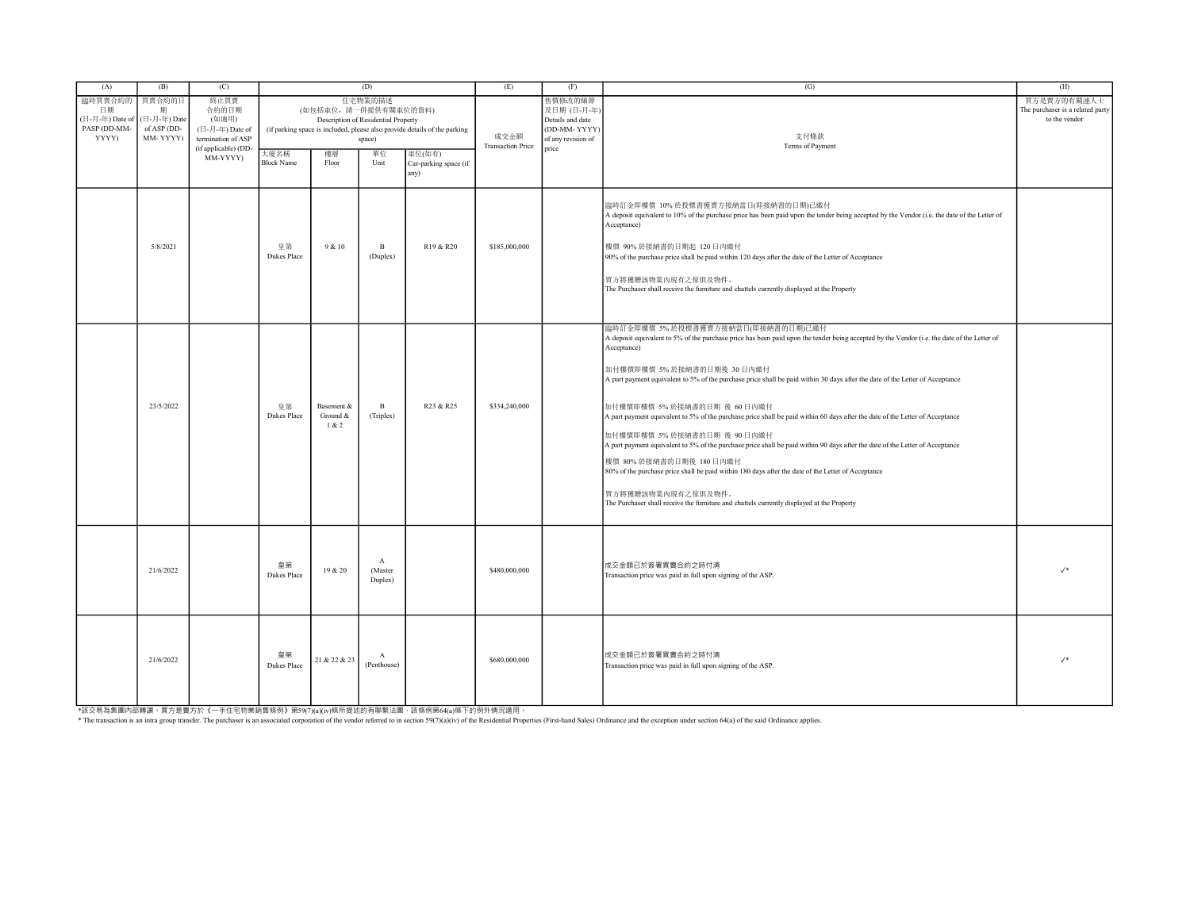| (A) | (B) | (C) | (D) | | | | (E) | (F) | (G) | (H) |
|---|---|---|---|---|---|---|---|---|---|---|
| 臨時買賣合約的日期 (日-月-年) Date of PASP (DD-MM-YYYY) | 買賣合約的日期 (日-月-年) Date of ASP (DD-MM- YYYY) | 終止買賣合約的日期 (如適用) (日-月-年) Date of termination of ASP (if applicable) (DD-MM-YYYY) | 住宅物業的描述 (如包括車位，請一併提供有關車位的資料) Description of Residential Property (if parking space is included, please also provide details of the parking space) | | | | 成交金額 Transaction Price | 售價修改的細節及日期 (日-月-年) Details and date (DD-MM- YYYY) of any revision of price | 支付條款 Terms of Payment | 買方是賣方的有關連人士 The purchaser is a related party to the vendor |
| | | | 大廈名稱 Block Name | 樓層 Floor | 單位 Unit | 車位(如有) Car-parking space (if any) | | | | |
| | 5/8/2021 | | 皇第 Dukes Place | 9 & 10 | B (Duplex) | R19 & R20 | $185,000,000 | | 臨時訂金即樓價 10% 於投標書獲賣方接納當日(即接納書的日期)已繳付<br>A deposit equivalent to 10% of the purchase price has been paid upon the tender being accepted by the Vendor (i.e. the date of the Letter of Acceptance)<br><br>樓價 90% 於接納書的日期起 120 日內繳付<br>90% of the purchase price shall be paid within 120 days after the date of the Letter of Acceptance<br><br>買方將獲贈該物業內現有之傢俱及物件。<br>The Purchaser shall receive the furniture and chattels currently displayed at the Property | |
| | 23/5/2022 | | 皇第 Dukes Place | Basement & Ground & 1 & 2 | B (Triplex) | R23 & R25 | $334,240,000 | | 臨時訂金即樓價 5% 於投標書獲賣方接納當日(即接納書的日期)已繳付<br>A deposit equivalent to 5% of the purchase price has been paid upon the tender being accepted by the Vendor (i.e. the date of the Letter of Acceptance)<br><br>加付樓價即樓價 5% 於接納書的日期後 30 日內繳付<br>A part payment equivalent to 5% of the purchase price shall be paid within 30 days after the date of the Letter of Acceptance<br><br>加付樓價即樓價 5% 於接納書的日期 後 60 日內繳付<br>A part payment equivalent to 5% of the purchase price shall be paid within 60 days after the date of the Letter of Acceptance<br><br>加付樓價即樓價 5% 於接納書的日期 後 90 日內繳付<br>A part payment equivalent to 5% of the purchase price shall be paid within 90 days after the date of the Letter of Acceptance<br><br>樓價 80% 於接納書的日期後 180 日內繳付<br>80% of the purchase price shall be paid within 180 days after the date of the Letter of Acceptance<br><br>買方將獲贈該物業內現有之傢俱及物件。<br>The Purchaser shall receive the furniture and chattels currently displayed at the Property | |
| | 21/6/2022 | | 皇第 Dukes Place | 19 & 20 | A (Master Duplex) | | $480,000,000 | | 成交金額已於簽署買賣合約之時付清<br>Transaction price was paid in full upon signing of the ASP. | ✓* |
| | 21/6/2022 | | 皇第 Dukes Place | 21 & 22 & 23 | A (Penthouse) | | $680,000,000 | | 成交金額已於簽署買賣合約之時付清<br>Transaction price was paid in full upon signing of the ASP. | ✓* |

*該交易為集團內部轉讓，買方是賣方於《一手住宅物業銷售條例》第59(7)(a)(iv)條所提述的有聯繫法團，該條例第64(a)條下的例外情況適用。

* The transaction is an intra group transfer. The purchaser is an associated corporation of the vendor referred to in section 59(7)(a)(iv) of the Residential Properties (First-hand Sales) Ordinance and the exception under section 64(a) of the said Ordinance applies.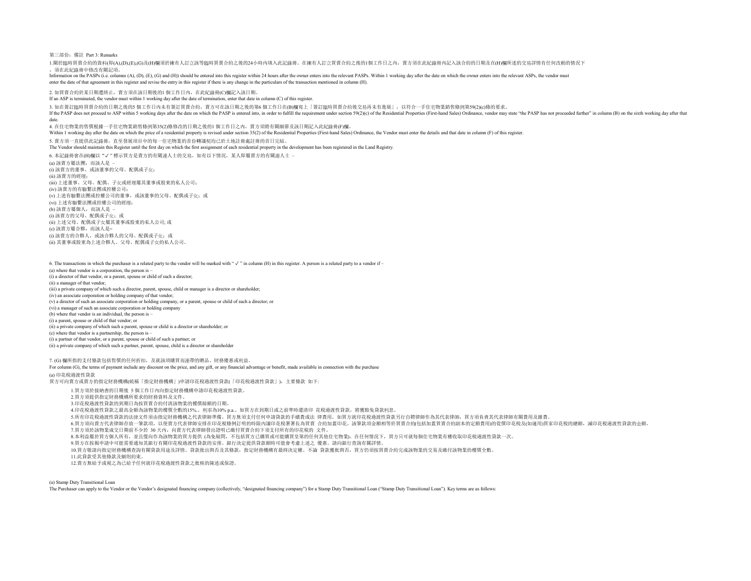第三部份：備註 Part 3: Remarks

1.關於臨時買賣合約的資料(即(A),(D),(E),(G)及(H)欄須於擁有人訂立該等臨時買賣合約之後的24小時內填入此紀錄冊。在擁有人訂立買賣合約之後的1個工作日之內，賣方須在此紀錄冊內記入該合約的日期及在(H)欄所述的交易詳情有任何改動的情況下，須在此紀錄冊中修改有關記項。

Information on the PASPs (i.e. columns (A), (D), (E), (G) and (H)) should be entered into this register within 24 hours after the owner enters into the relevant PASPs. Within 1 working day after the date on which the owner enters into the relevant ASPs, the vendor must enter the date of that agreement in this register and revise the entry in this register if there is any change in the particulars of the transaction mentioned in column (H).

2. 如買賣合約於某日期遭終止，賣方須在該日期後的1 個工作日內，在此紀錄冊(C)欄記入該日期。

If an ASP is terminated, the vendor must within 1 working day after the date of termination, enter that date in column (C) of this register.

3. 如在簽訂臨時買賣合約的日期之後的5 個工作日內未有簽訂買賣合約，賣方可在該日期之後的第6 個工作日在(B)欄寫上「簽訂臨時買賣合約後交易再未有進展」，以符合一手住宅物業銷售條例第59(2)(c)條的要求。

If the PASP does not proceed to ASP within 5 working days after the date on which the PASP is entered into, in order to fulfill the requirement under section 59(2)(c) of the Residential Properties (First-hand Sales) Ordinance, vendor may state "the PASP has not proceeded further" in column (B) on the sixth working day after that date.

4. 在住宅物業的售價根據一手住宅物業銷售條例第35(2)條修改的日期之後的1 個工作日之內，賣方須將有關細節及該日期記入此紀錄冊(F)欄。

Within 1 working day after the date on which the price of a residential property is revised under section 35(2) of the Residential Properties (First-hand Sales) Ordinance, the Vendor must enter the details and that date in column (F) of this register.

5. 賣方須一直提供此紀錄冊，直至發展項目中的每一住宅物業的首份轉讓契均已於土地註冊處註冊的首日完結。

The Vendor should maintain this Register until the first day on which the first assignment of each residential property in the development has been registered in the Land Registry.

6. 本紀錄冊會在(H)欄以 "✓" 標示買方是賣方的有關連人士的交易。如有以下情況，某人即屬賣方的有關連人士 –

(a) 該賣方屬法團，而該人是 –
(i) 該賣方的董事，或該董事的父母、配偶或子女；
(ii) 該賣方的經理；
(iii) 上述董事、父母、配偶、子女或經理屬其董事或股東的私人公司；
(iv) 該賣方的有聯繫法團或控權公司；
(v) 上述有聯繫法團或控權公司的董事，或該董事的父母、配偶或子女；或
(vi) 上述有聯繫法團或控權公司的經理；
(b) 該賣方屬個人，而該人是 –
(i) 該賣方的父母、配偶或子女；或
(ii) 上述父母、配偶或子女屬其董事或股東的私人公司; 或
(c) 該賣方屬合夥，而該人是–
(i) 該賣方的合夥人，或該合夥人的父母、配偶或子女；或
(ii) 其董事或股東為上述合夥人、父母、配偶或子女的私人公司。

6. The transactions in which the purchaser is a related party to the vendor will be marked with " ✓ " in column (H) in this register. A person is a related party to a vendor if –

(a) where that vendor is a corporation, the person is –
(i) a director of that vendor, or a parent, spouse or child of such a director;
(ii) a manager of that vendor;
(iii) a private company of which such a director, parent, spouse, child or manager is a director or shareholder;
(iv) an associate corporation or holding company of that vendor;
(v) a director of such an associate corporation or holding company, or a parent, spouse or child of such a director; or
(vi) a manager of such an associate corporation or holding company
(b) where that vendor is an individual, the person is –
(i) a parent, spouse or child of that vendor; or
(ii) a private company of which such a parent, spouse or child is a director or shareholder; or
(c) where that vendor is a partnership, the person is –
(i) a partner of that vendor, or a parent, spouse or child of such a partner; or
(ii) a private company of which such a partner, parent, spouse, child is a director or shareholder

7. (G) 欄所指的支付條款包括售價的任何折扣，及就該項購買而連帶的贈品、財務優惠或利益。

For column (G), the terms of payment include any discount on the price, and any gift, or any financial advantage or benefit, made available in connection with the purchase

(a) 印花稅過渡性貸款

買方可向賣方或賣方的指定財務機構(統稱「指定財務機構」)申請印花稅過渡性貸款(「印花稅過渡性貸款」)，主要條款 如下:

1.買方須於接納書的日期後 5 個工作日內向指定財務機構申請印花稅過渡性貸款。
2.買方須提供指定財務機構所要求的財務資料及文件。
3.印花稅過渡性貸款的到期日為按買賣合約付清該物業的樓價餘額的日期。
4.印花稅過渡性貸款之最高金額為該物業的樓價全數的15%.，利率為10% p.a.。如買方在到期日或之前準時還清印 花稅過渡性貸款，將豁免貸款利息。
5.所有印花稅過渡性貸款的法律文件須由指定財務機構之代表律師準備。買方無須支付任何申請貸款的手續費或法 律費用。如買方就印花稅過渡性貸款另行自聘律師作為其代表律師，買方須負責其代表律師有關費用及雜費。
6.買方須向賣方代表律師存放一筆款項，以使賣方代表律師安排在印花稅條例訂明的時限內讓印花稅署署長為買賣 合約加蓋印花。該筆款項金額相等於買賣合約(包括加蓋買賣合約副本的定額費用)的從價印花稅及(如適用)買家印花稅的總額，減印花稅過渡性貸款的金額。
7.買方須於該物業成交日期前不少於 30 天內，向賣方代表律師發出證明已繳付買賣合約下須支付所有的印花稅的 文件。
8.本利益屬於買方個人所有，並且僅向作為該物業的買方提供 (為免疑問，不包括買方已購買或可能購買皇第的任何其他住宅物業)。在任何情況下，買方只可就每個住宅物業有權收取印花稅過渡性貸款一次。
9.買方在按揭申請中可能需要通知其銀行有關印花稅過渡性貸款的安排。銀行決定提供貸款額時可能會考慮上述之 優惠。請向銀行查詢有關詳情。
10.買方敬請向指定財務機構查詢有關貸款用途及詳情。貸款批出與否及其條款，指定財務機構有最終決定權。不論 貸款獲批與否，買方仍須按買賣合約完成該物業的交易及繳付該物業的樓價全數。
11.此貸款受其他條款及細則約束。
12.賣方無給予或視之為已給予任何就印花稅過渡性貸款之批核的陳述或保證。

(a) Stamp Duty Transitional Loan

The Purchaser can apply to the Vendor or the Vendor's designated financing company (collectively, "designated financing company") for a Stamp Duty Transitional Loan ("Stamp Duty Transitional Loan"). Key terms are as follows: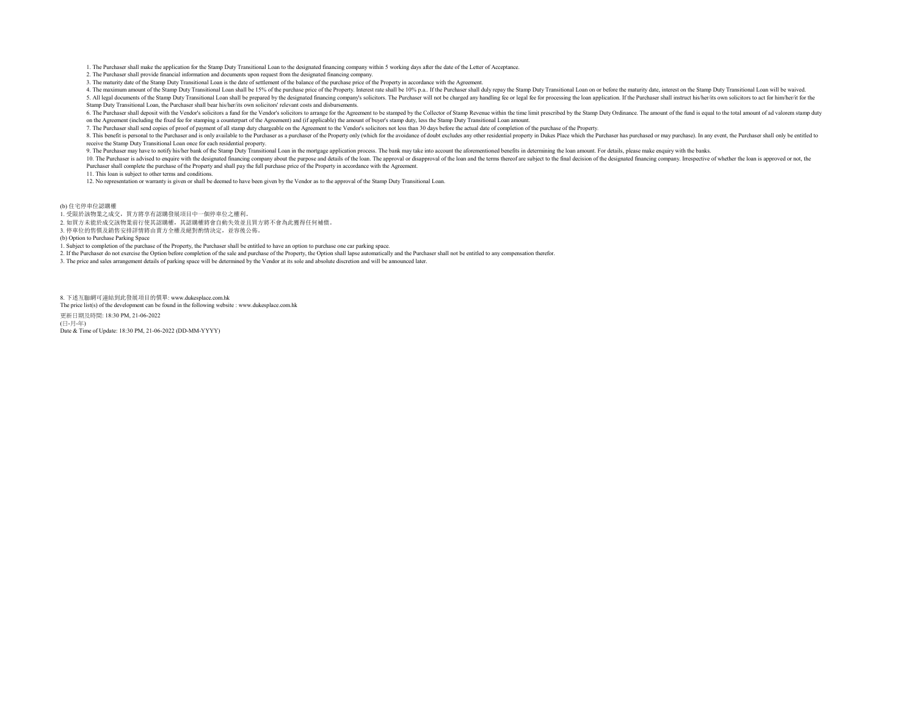1. The Purchaser shall make the application for the Stamp Duty Transitional Loan to the designated financing company within 5 working days after the date of the Letter of Acceptance.
2. The Purchaser shall provide financial information and documents upon request from the designated financing company.
3. The maturity date of the Stamp Duty Transitional Loan is the date of settlement of the balance of the purchase price of the Property in accordance with the Agreement.
4. The maximum amount of the Stamp Duty Transitional Loan shall be 15% of the purchase price of the Property. Interest rate shall be 10% p.a.. If the Purchaser shall duly repay the Stamp Duty Transitional Loan on or before the maturity date, interest on the Stamp Duty Transitional Loan will be waived.
5. All legal documents of the Stamp Duty Transitional Loan shall be prepared by the designated financing company's solicitors. The Purchaser will not be charged any handling fee or legal fee for processing the loan application. If the Purchaser shall instruct his/her/its own solicitors to act for him/her/it for the Stamp Duty Transitional Loan, the Purchaser shall bear his/her/its own solicitors' relevant costs and disbursements.
6. The Purchaser shall deposit with the Vendor's solicitors a fund for the Vendor's solicitors to arrange for the Agreement to be stamped by the Collector of Stamp Revenue within the time limit prescribed by the Stamp Duty Ordinance. The amount of the fund is equal to the total amount of ad valorem stamp duty on the Agreement (including the fixed fee for stamping a counterpart of the Agreement) and (if applicable) the amount of buyer's stamp duty, less the Stamp Duty Transitional Loan amount.
7. The Purchaser shall send copies of proof of payment of all stamp duty chargeable on the Agreement to the Vendor's solicitors not less than 30 days before the actual date of completion of the purchase of the Property.
8. This benefit is personal to the Purchaser and is only available to the Purchaser as a purchaser of the Property only (which for the avoidance of doubt excludes any other residential property in Dukes Place which the Purchaser has purchased or may purchase). In any event, the Purchaser shall only be entitled to receive the Stamp Duty Transitional Loan once for each residential property.
9. The Purchaser may have to notify his/her bank of the Stamp Duty Transitional Loan in the mortgage application process. The bank may take into account the aforementioned benefits in determining the loan amount. For details, please make enquiry with the banks.
10. The Purchaser is advised to enquire with the designated financing company about the purpose and details of the loan. The approval or disapproval of the loan and the terms thereof are subject to the final decision of the designated financing company. Irrespective of whether the loan is approved or not, the Purchaser shall complete the purchase of the Property and shall pay the full purchase price of the Property in accordance with the Agreement.
11. This loan is subject to other terms and conditions.
12. No representation or warranty is given or shall be deemed to have been given by the Vendor as to the approval of the Stamp Duty Transitional Loan.

(b) 住宅停車位認購權
1. 受限於該物業之成交，買方將享有認購發展項目中一個停車位之權利。
2. 如買方未能於成交該物業前行使其認購權，其認購權將會自動失效並且買方將不會為此獲得任何補償。
3. 停車位的售價及銷售安排詳情將由賣方全權及絕對酌情決定，並容後公佈。

(b) Option to Purchase Parking Space
1. Subject to completion of the purchase of the Property, the Purchaser shall be entitled to have an option to purchase one car parking space.
2. If the Purchaser do not exercise the Option before completion of the sale and purchase of the Property, the Option shall lapse automatically and the Purchaser shall not be entitled to any compensation therefor.
3. The price and sales arrangement details of parking space will be determined by the Vendor at its sole and absolute discretion and will be announced later.

8. 下述互聯網可連結到此發展項目的價單: www.dukesplace.com.hk
The price list(s) of the development can be found in the following website : www.dukesplace.com.hk

更新日期及時間: 18:30 PM, 21-06-2022
(日-月-年)
Date & Time of Update: 18:30 PM, 21-06-2022 (DD-MM-YYYY)